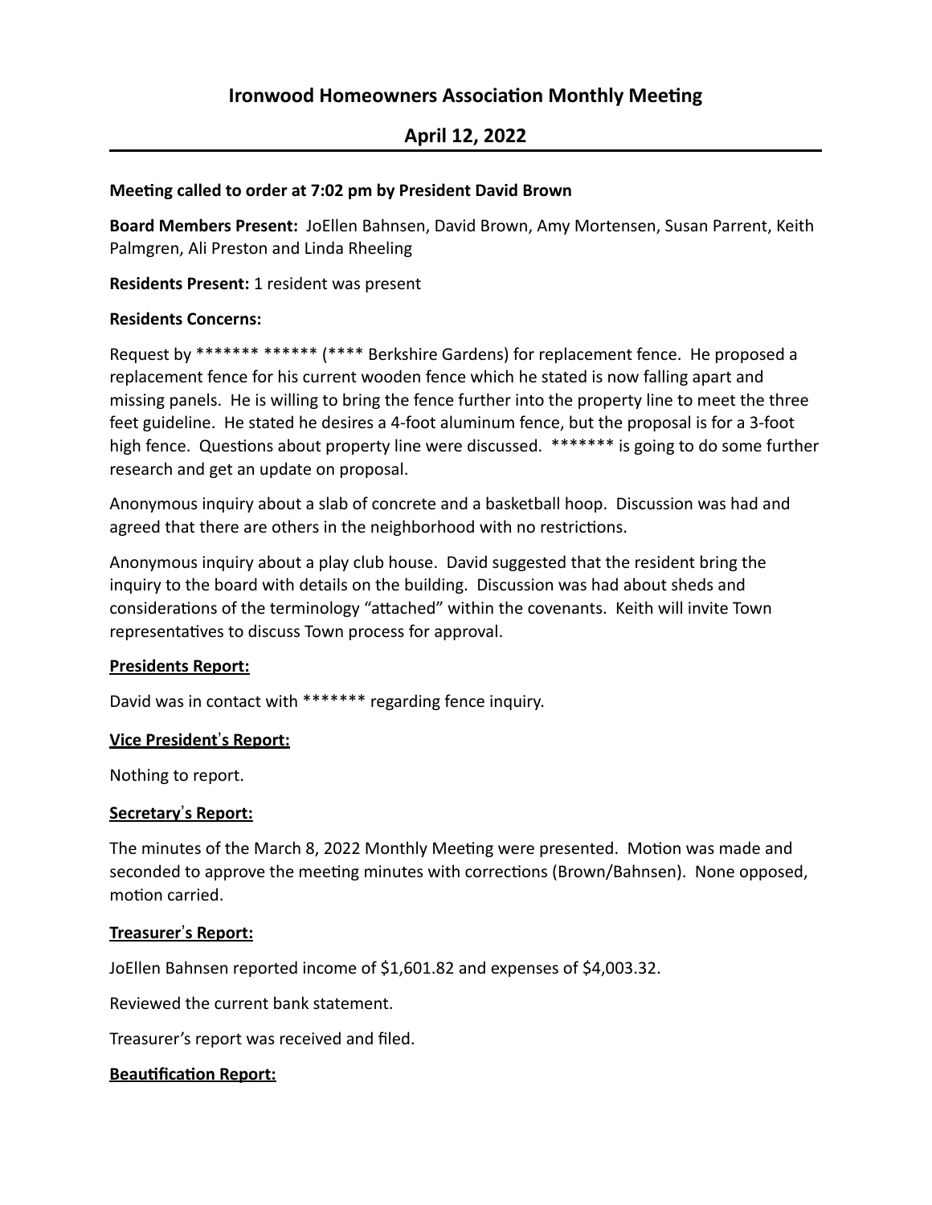# Ironwood Homeowners Association Monthly Meeting

## April 12, 2022

**Meeting called to order at 7:02 pm by President David Brown**

**Board Members Present:** JoEllen Bahnsen, David Brown, Amy Mortensen, Susan Parrent, Keith Palmgren, Ali Preston and Linda Rheeling

**Residents Present:** 1 resident was present

**Residents Concerns:**

Request by ******* ****** (**** Berkshire Gardens) for replacement fence. He proposed a replacement fence for his current wooden fence which he stated is now falling apart and missing panels. He is willing to bring the fence further into the property line to meet the three feet guideline. He stated he desires a 4-foot aluminum fence, but the proposal is for a 3-foot high fence. Questions about property line were discussed. ******* is going to do some further research and get an update on proposal.

Anonymous inquiry about a slab of concrete and a basketball hoop. Discussion was had and agreed that there are others in the neighborhood with no restrictions.

Anonymous inquiry about a play club house. David suggested that the resident bring the inquiry to the board with details on the building. Discussion was had about sheds and considerations of the terminology "attached" within the covenants. Keith will invite Town representatives to discuss Town process for approval.

**Presidents Report:**

David was in contact with ******* regarding fence inquiry.

**Vice President's Report:**

Nothing to report.

**Secretary's Report:**

The minutes of the March 8, 2022 Monthly Meeting were presented. Motion was made and seconded to approve the meeting minutes with corrections (Brown/Bahnsen). None opposed, motion carried.

**Treasurer's Report:**

JoEllen Bahnsen reported income of $1,601.82 and expenses of $4,003.32.

Reviewed the current bank statement.

Treasurer's report was received and filed.

**Beautification Report:**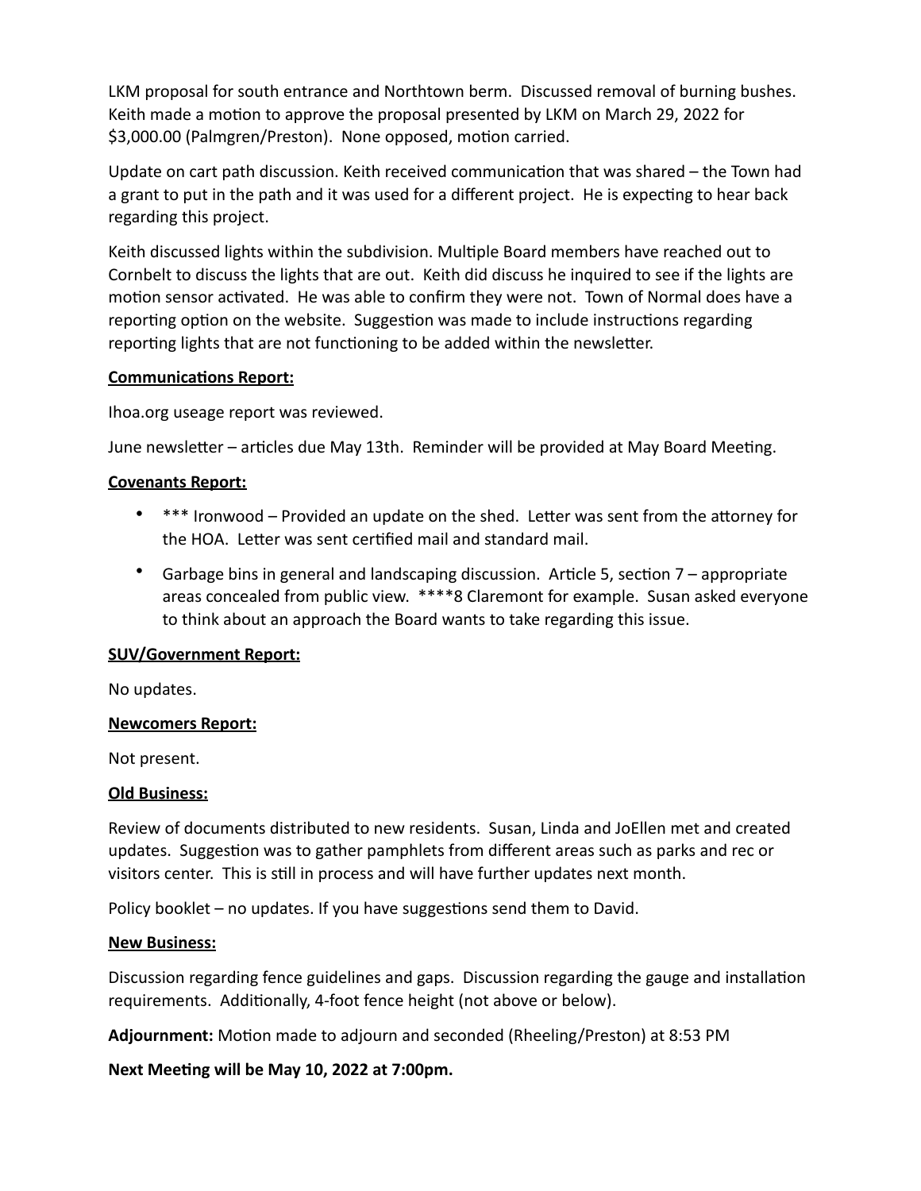LKM proposal for south entrance and Northtown berm. Discussed removal of burning bushes. Keith made a motion to approve the proposal presented by LKM on March 29, 2022 for $3,000.00 (Palmgren/Preston). None opposed, motion carried.

Update on cart path discussion. Keith received communication that was shared – the Town had a grant to put in the path and it was used for a different project. He is expecting to hear back regarding this project.

Keith discussed lights within the subdivision. Multiple Board members have reached out to Cornbelt to discuss the lights that are out. Keith did discuss he inquired to see if the lights are motion sensor activated. He was able to confirm they were not. Town of Normal does have a reporting option on the website. Suggestion was made to include instructions regarding reporting lights that are not functioning to be added within the newsletter.

**Communications Report:**

Ihoa.org useage report was reviewed.

June newsletter – articles due May 13th. Reminder will be provided at May Board Meeting.

**Covenants Report:**

- *** Ironwood – Provided an update on the shed. Letter was sent from the attorney for the HOA. Letter was sent certified mail and standard mail.
- Garbage bins in general and landscaping discussion. Article 5, section 7 – appropriate areas concealed from public view. ****8 Claremont for example. Susan asked everyone to think about an approach the Board wants to take regarding this issue.

**SUV/Government Report:**

No updates.

**Newcomers Report:**

Not present.

**Old Business:**

Review of documents distributed to new residents. Susan, Linda and JoEllen met and created updates. Suggestion was to gather pamphlets from different areas such as parks and rec or visitors center. This is still in process and will have further updates next month.

Policy booklet – no updates. If you have suggestions send them to David.

**New Business:**

Discussion regarding fence guidelines and gaps. Discussion regarding the gauge and installation requirements. Additionally, 4-foot fence height (not above or below).

**Adjournment:** Motion made to adjourn and seconded (Rheeling/Preston) at 8:53 PM

**Next Meeting will be May 10, 2022 at 7:00pm.**